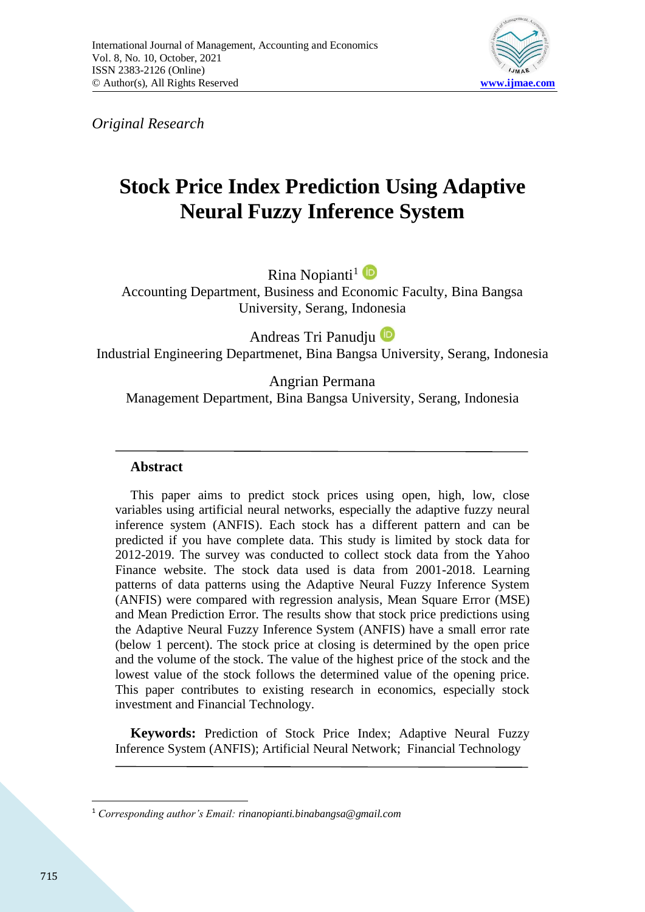*Original Research*

# Stock Price Index Prediction Using Adaptive Neural Fuzzy Inference System

Rina Nopianti[1]
Accounting Department, Business and Economic Faculty, Bina Bangsa University, Serang, Indonesia

Andreas Tri Panudju
Industrial Engineering Departmenet, Bina Bangsa University, Serang, Indonesia

Angrian Permana
Management Department, Bina Bangsa University, Serang, Indonesia

## Abstract

This paper aims to predict stock prices using open, high, low, close variables using artificial neural networks, especially the adaptive fuzzy neural inference system (ANFIS). Each stock has a different pattern and can be predicted if you have complete data. This study is limited by stock data for 2012-2019. The survey was conducted to collect stock data from the Yahoo Finance website. The stock data used is data from 2001-2018. Learning patterns of data patterns using the Adaptive Neural Fuzzy Inference System (ANFIS) were compared with regression analysis, Mean Square Error (MSE) and Mean Prediction Error. The results show that stock price predictions using the Adaptive Neural Fuzzy Inference System (ANFIS) have a small error rate (below 1 percent). The stock price at closing is determined by the open price and the volume of the stock. The value of the highest price of the stock and the lowest value of the stock follows the determined value of the opening price. This paper contributes to existing research in economics, especially stock investment and Financial Technology.

**Keywords:** Prediction of Stock Price Index; Adaptive Neural Fuzzy Inference System (ANFIS); Artificial Neural Network; Financial Technology

[1] *Corresponding author's Email: rinanopianti.binabangsa@gmail.com*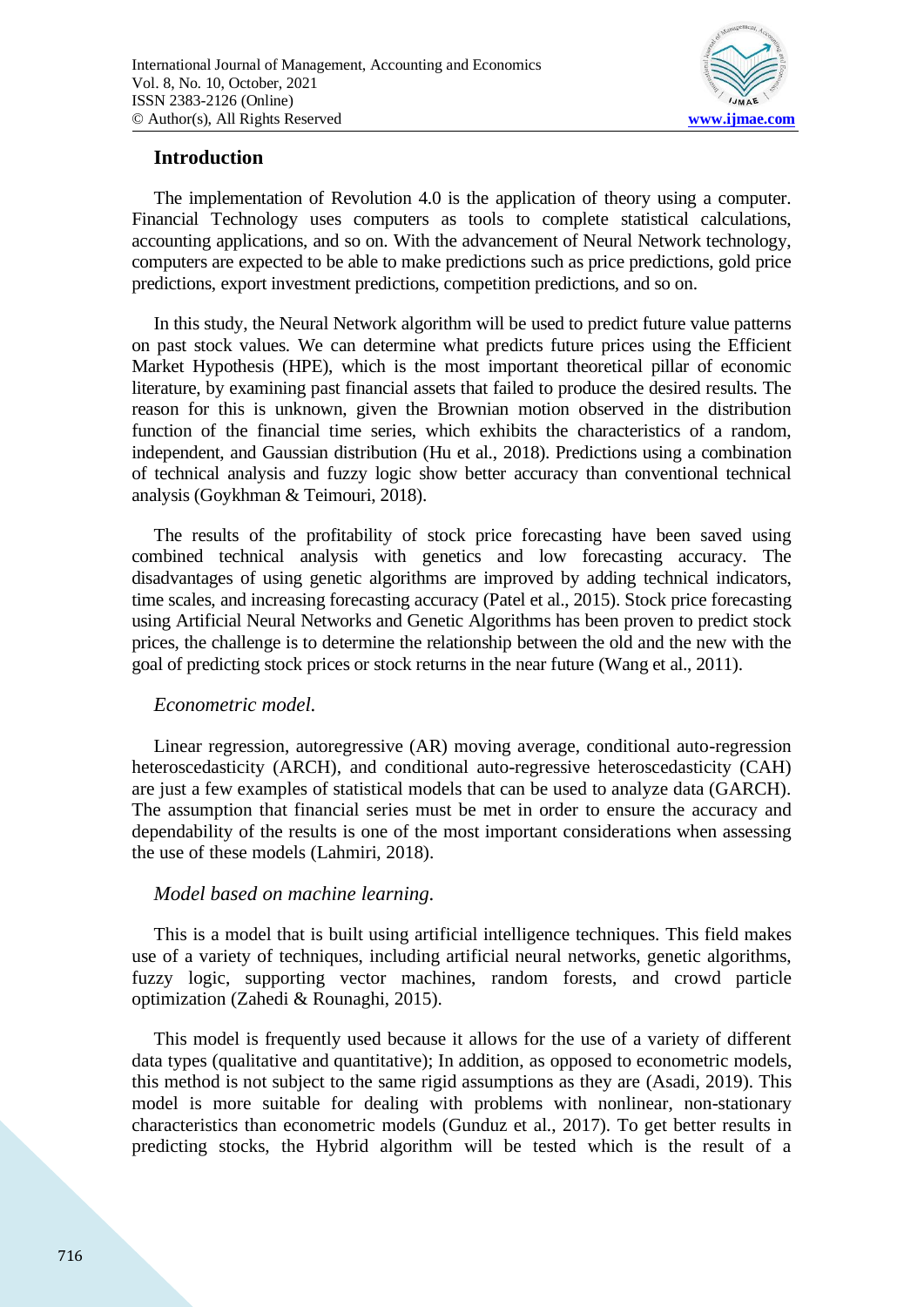## Introduction

The implementation of Revolution 4.0 is the application of theory using a computer. Financial Technology uses computers as tools to complete statistical calculations, accounting applications, and so on. With the advancement of Neural Network technology, computers are expected to be able to make predictions such as price predictions, gold price predictions, export investment predictions, competition predictions, and so on.

In this study, the Neural Network algorithm will be used to predict future value patterns on past stock values. We can determine what predicts future prices using the Efficient Market Hypothesis (HPE), which is the most important theoretical pillar of economic literature, by examining past financial assets that failed to produce the desired results. The reason for this is unknown, given the Brownian motion observed in the distribution function of the financial time series, which exhibits the characteristics of a random, independent, and Gaussian distribution (Hu et al., 2018). Predictions using a combination of technical analysis and fuzzy logic show better accuracy than conventional technical analysis (Goykhman & Teimouri, 2018).

The results of the profitability of stock price forecasting have been saved using combined technical analysis with genetics and low forecasting accuracy. The disadvantages of using genetic algorithms are improved by adding technical indicators, time scales, and increasing forecasting accuracy (Patel et al., 2015). Stock price forecasting using Artificial Neural Networks and Genetic Algorithms has been proven to predict stock prices, the challenge is to determine the relationship between the old and the new with the goal of predicting stock prices or stock returns in the near future (Wang et al., 2011).

### *Econometric model.*

Linear regression, autoregressive (AR) moving average, conditional auto-regression heteroscedasticity (ARCH), and conditional auto-regressive heteroscedasticity (CAH) are just a few examples of statistical models that can be used to analyze data (GARCH). The assumption that financial series must be met in order to ensure the accuracy and dependability of the results is one of the most important considerations when assessing the use of these models (Lahmiri, 2018).

### *Model based on machine learning.*

This is a model that is built using artificial intelligence techniques. This field makes use of a variety of techniques, including artificial neural networks, genetic algorithms, fuzzy logic, supporting vector machines, random forests, and crowd particle optimization (Zahedi & Rounaghi, 2015).

This model is frequently used because it allows for the use of a variety of different data types (qualitative and quantitative); In addition, as opposed to econometric models, this method is not subject to the same rigid assumptions as they are (Asadi, 2019). This model is more suitable for dealing with problems with nonlinear, non-stationary characteristics than econometric models (Gunduz et al., 2017). To get better results in predicting stocks, the Hybrid algorithm will be tested which is the result of a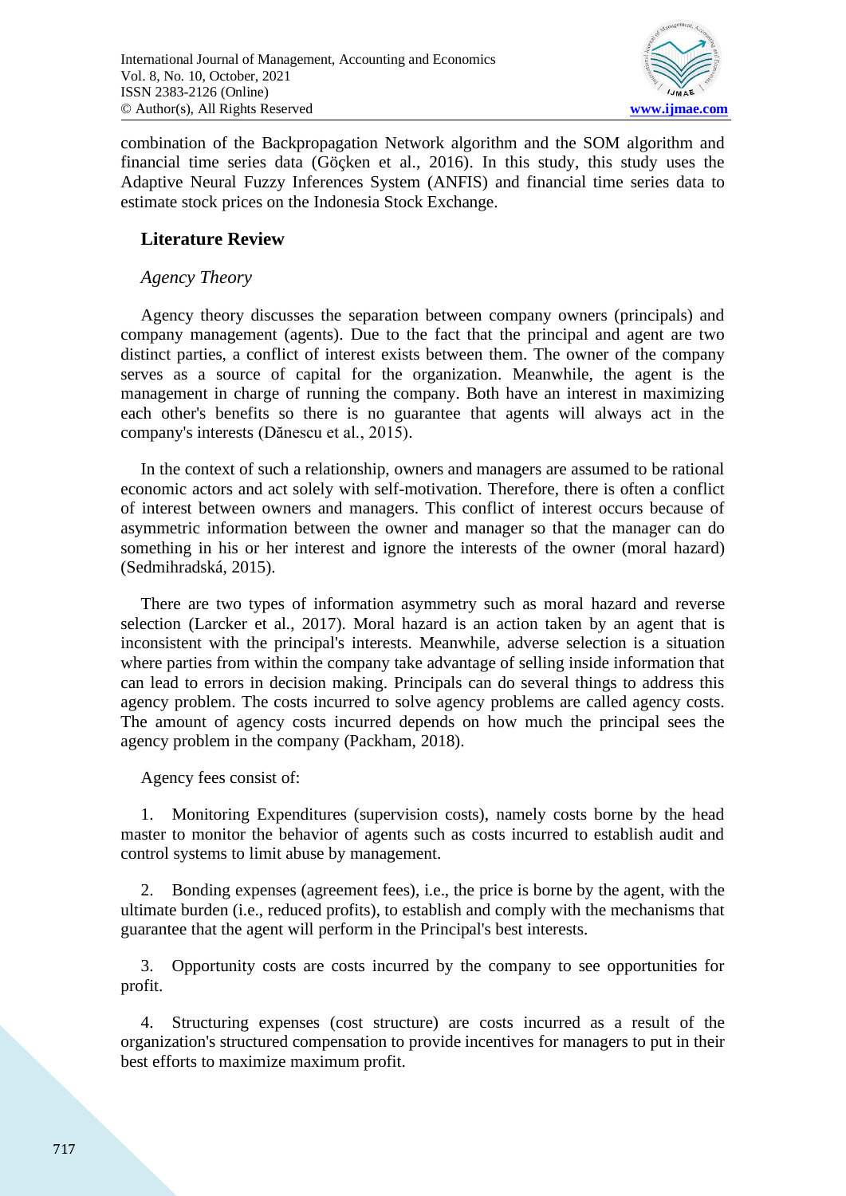combination of the Backpropagation Network algorithm and the SOM algorithm and financial time series data (Göçken et al., 2016). In this study, this study uses the Adaptive Neural Fuzzy Inferences System (ANFIS) and financial time series data to estimate stock prices on the Indonesia Stock Exchange.

## Literature Review

### *Agency Theory*

Agency theory discusses the separation between company owners (principals) and company management (agents). Due to the fact that the principal and agent are two distinct parties, a conflict of interest exists between them. The owner of the company serves as a source of capital for the organization. Meanwhile, the agent is the management in charge of running the company. Both have an interest in maximizing each other's benefits so there is no guarantee that agents will always act in the company's interests (Dănescu et al., 2015).

In the context of such a relationship, owners and managers are assumed to be rational economic actors and act solely with self-motivation. Therefore, there is often a conflict of interest between owners and managers. This conflict of interest occurs because of asymmetric information between the owner and manager so that the manager can do something in his or her interest and ignore the interests of the owner (moral hazard) (Sedmihradská, 2015).

There are two types of information asymmetry such as moral hazard and reverse selection (Larcker et al., 2017). Moral hazard is an action taken by an agent that is inconsistent with the principal's interests. Meanwhile, adverse selection is a situation where parties from within the company take advantage of selling inside information that can lead to errors in decision making. Principals can do several things to address this agency problem. The costs incurred to solve agency problems are called agency costs. The amount of agency costs incurred depends on how much the principal sees the agency problem in the company (Packham, 2018).

Agency fees consist of:

1. Monitoring Expenditures (supervision costs), namely costs borne by the head master to monitor the behavior of agents such as costs incurred to establish audit and control systems to limit abuse by management.

2. Bonding expenses (agreement fees), i.e., the price is borne by the agent, with the ultimate burden (i.e., reduced profits), to establish and comply with the mechanisms that guarantee that the agent will perform in the Principal's best interests.

3. Opportunity costs are costs incurred by the company to see opportunities for profit.

4. Structuring expenses (cost structure) are costs incurred as a result of the organization's structured compensation to provide incentives for managers to put in their best efforts to maximize maximum profit.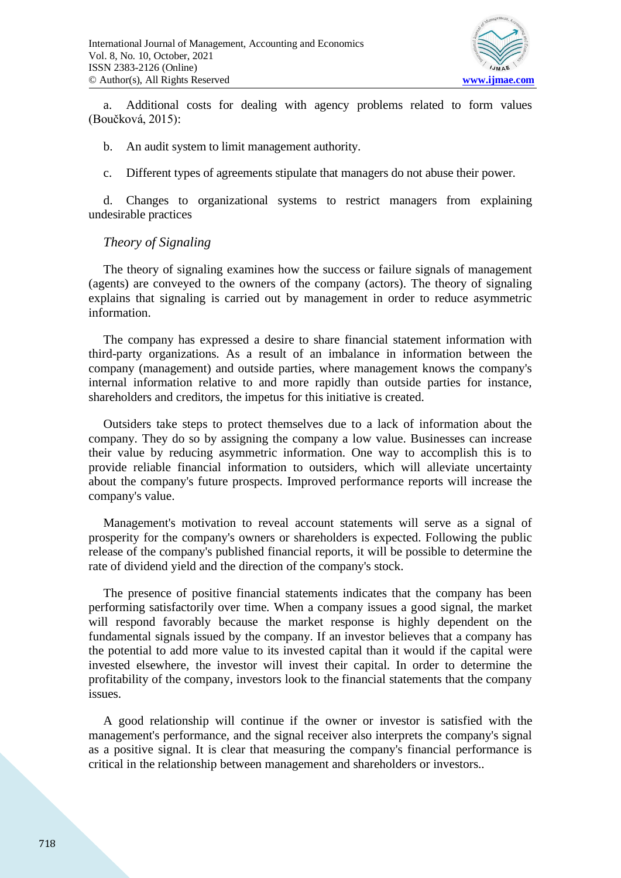a. Additional costs for dealing with agency problems related to form values (Boučková, 2015):

b. An audit system to limit management authority.

c. Different types of agreements stipulate that managers do not abuse their power.

d. Changes to organizational systems to restrict managers from explaining undesirable practices

*Theory of Signaling*

The theory of signaling examines how the success or failure signals of management (agents) are conveyed to the owners of the company (actors). The theory of signaling explains that signaling is carried out by management in order to reduce asymmetric information.

The company has expressed a desire to share financial statement information with third-party organizations. As a result of an imbalance in information between the company (management) and outside parties, where management knows the company's internal information relative to and more rapidly than outside parties for instance, shareholders and creditors, the impetus for this initiative is created.

Outsiders take steps to protect themselves due to a lack of information about the company. They do so by assigning the company a low value. Businesses can increase their value by reducing asymmetric information. One way to accomplish this is to provide reliable financial information to outsiders, which will alleviate uncertainty about the company's future prospects. Improved performance reports will increase the company's value.

Management's motivation to reveal account statements will serve as a signal of prosperity for the company's owners or shareholders is expected. Following the public release of the company's published financial reports, it will be possible to determine the rate of dividend yield and the direction of the company's stock.

The presence of positive financial statements indicates that the company has been performing satisfactorily over time. When a company issues a good signal, the market will respond favorably because the market response is highly dependent on the fundamental signals issued by the company. If an investor believes that a company has the potential to add more value to its invested capital than it would if the capital were invested elsewhere, the investor will invest their capital. In order to determine the profitability of the company, investors look to the financial statements that the company issues.

A good relationship will continue if the owner or investor is satisfied with the management's performance, and the signal receiver also interprets the company's signal as a positive signal. It is clear that measuring the company's financial performance is critical in the relationship between management and shareholders or investors..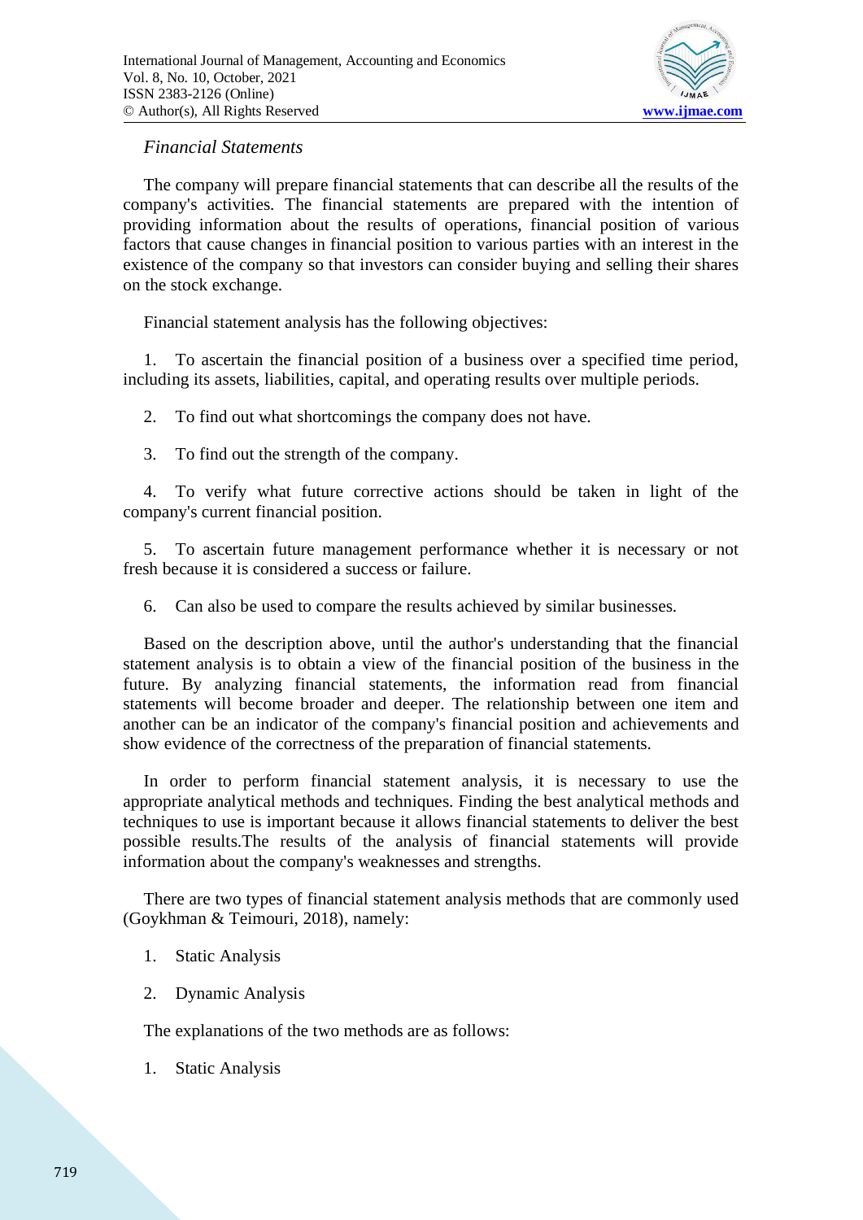*Financial Statements*

The company will prepare financial statements that can describe all the results of the company's activities. The financial statements are prepared with the intention of providing information about the results of operations, financial position of various factors that cause changes in financial position to various parties with an interest in the existence of the company so that investors can consider buying and selling their shares on the stock exchange.

Financial statement analysis has the following objectives:

1. To ascertain the financial position of a business over a specified time period, including its assets, liabilities, capital, and operating results over multiple periods.
2. To find out what shortcomings the company does not have.
3. To find out the strength of the company.
4. To verify what future corrective actions should be taken in light of the company's current financial position.
5. To ascertain future management performance whether it is necessary or not fresh because it is considered a success or failure.
6. Can also be used to compare the results achieved by similar businesses.

Based on the description above, until the author's understanding that the financial statement analysis is to obtain a view of the financial position of the business in the future. By analyzing financial statements, the information read from financial statements will become broader and deeper. The relationship between one item and another can be an indicator of the company's financial position and achievements and show evidence of the correctness of the preparation of financial statements.

In order to perform financial statement analysis, it is necessary to use the appropriate analytical methods and techniques. Finding the best analytical methods and techniques to use is important because it allows financial statements to deliver the best possible results.The results of the analysis of financial statements will provide information about the company's weaknesses and strengths.

There are two types of financial statement analysis methods that are commonly used (Goykhman & Teimouri, 2018), namely:

1. Static Analysis
2. Dynamic Analysis

The explanations of the two methods are as follows:

1. Static Analysis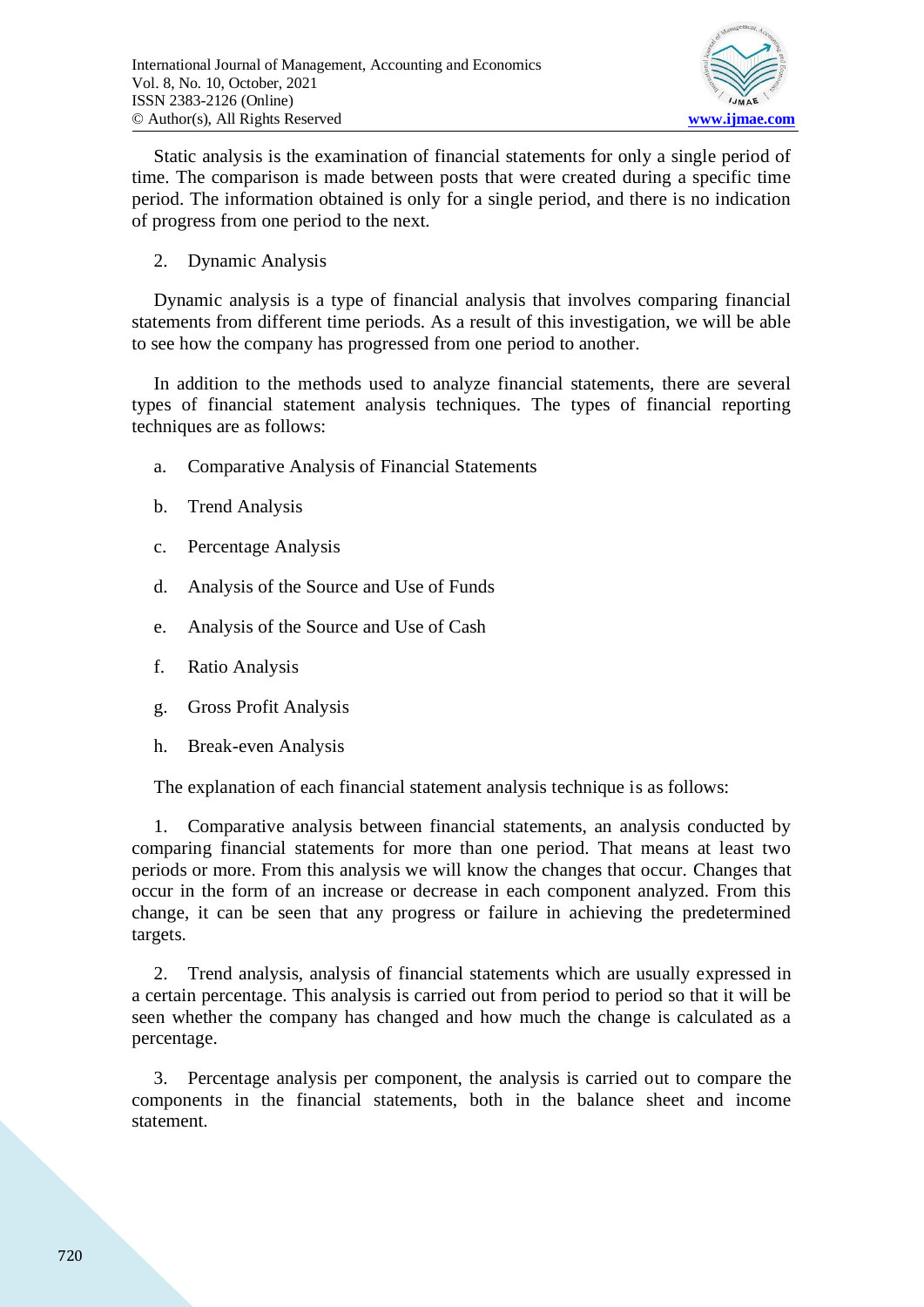Static analysis is the examination of financial statements for only a single period of time. The comparison is made between posts that were created during a specific time period. The information obtained is only for a single period, and there is no indication of progress from one period to the next.

2. Dynamic Analysis

Dynamic analysis is a type of financial analysis that involves comparing financial statements from different time periods. As a result of this investigation, we will be able to see how the company has progressed from one period to another.

In addition to the methods used to analyze financial statements, there are several types of financial statement analysis techniques. The types of financial reporting techniques are as follows:

a. Comparative Analysis of Financial Statements

b. Trend Analysis

c. Percentage Analysis

d. Analysis of the Source and Use of Funds

e. Analysis of the Source and Use of Cash

f. Ratio Analysis

g. Gross Profit Analysis

h. Break-even Analysis

The explanation of each financial statement analysis technique is as follows:

1. Comparative analysis between financial statements, an analysis conducted by comparing financial statements for more than one period. That means at least two periods or more. From this analysis we will know the changes that occur. Changes that occur in the form of an increase or decrease in each component analyzed. From this change, it can be seen that any progress or failure in achieving the predetermined targets.

2. Trend analysis, analysis of financial statements which are usually expressed in a certain percentage. This analysis is carried out from period to period so that it will be seen whether the company has changed and how much the change is calculated as a percentage.

3. Percentage analysis per component, the analysis is carried out to compare the components in the financial statements, both in the balance sheet and income statement.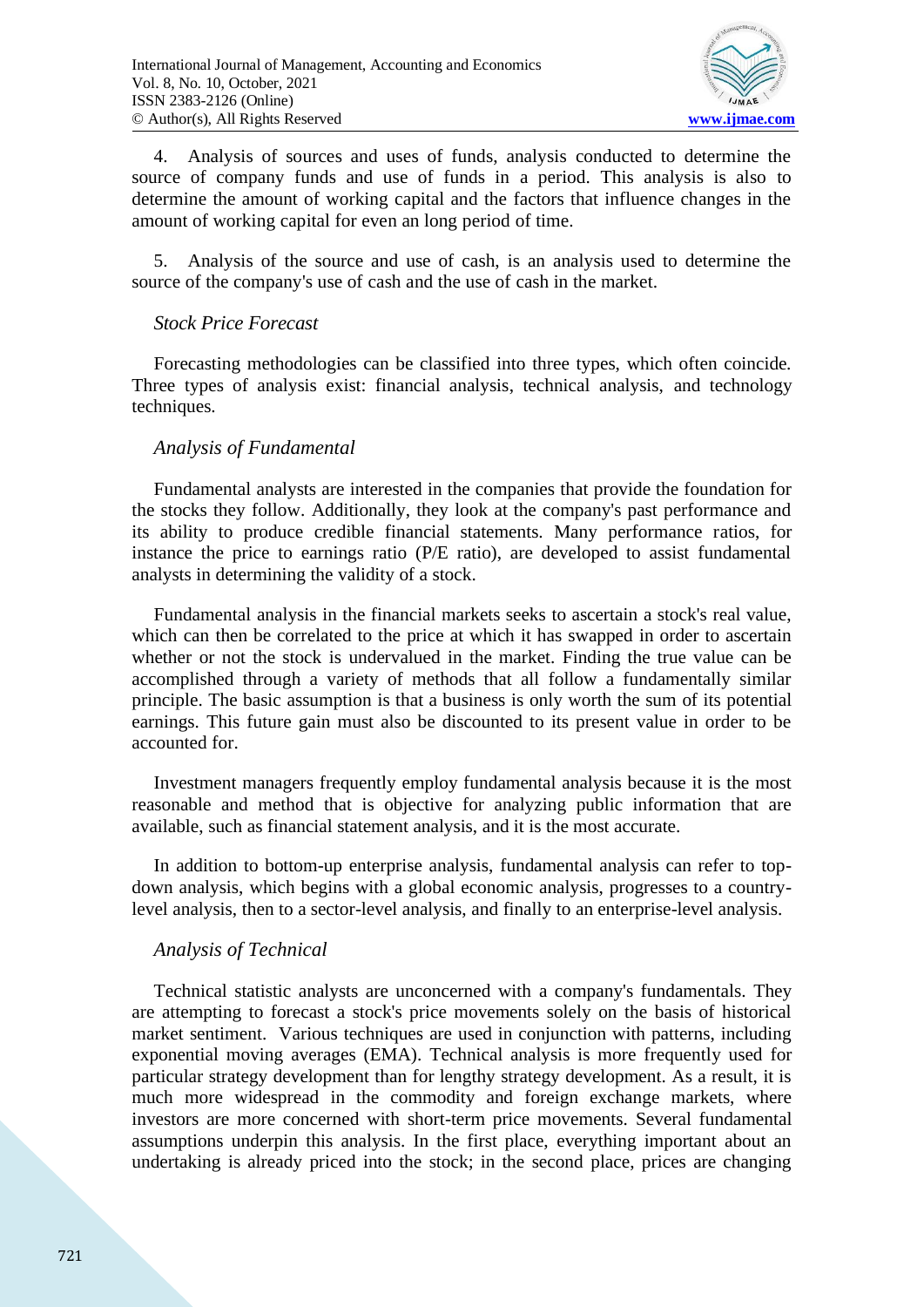4. Analysis of sources and uses of funds, analysis conducted to determine the source of company funds and use of funds in a period. This analysis is also to determine the amount of working capital and the factors that influence changes in the amount of working capital for even an long period of time.

5. Analysis of the source and use of cash, is an analysis used to determine the source of the company's use of cash and the use of cash in the market.

*Stock Price Forecast*

Forecasting methodologies can be classified into three types, which often coincide. Three types of analysis exist: financial analysis, technical analysis, and technology techniques.

*Analysis of Fundamental*

Fundamental analysts are interested in the companies that provide the foundation for the stocks they follow. Additionally, they look at the company's past performance and its ability to produce credible financial statements. Many performance ratios, for instance the price to earnings ratio (P/E ratio), are developed to assist fundamental analysts in determining the validity of a stock.

Fundamental analysis in the financial markets seeks to ascertain a stock's real value, which can then be correlated to the price at which it has swapped in order to ascertain whether or not the stock is undervalued in the market. Finding the true value can be accomplished through a variety of methods that all follow a fundamentally similar principle. The basic assumption is that a business is only worth the sum of its potential earnings. This future gain must also be discounted to its present value in order to be accounted for.

Investment managers frequently employ fundamental analysis because it is the most reasonable and method that is objective for analyzing public information that are available, such as financial statement analysis, and it is the most accurate.

In addition to bottom-up enterprise analysis, fundamental analysis can refer to top-down analysis, which begins with a global economic analysis, progresses to a country-level analysis, then to a sector-level analysis, and finally to an enterprise-level analysis.

*Analysis of Technical*

Technical statistic analysts are unconcerned with a company's fundamentals. They are attempting to forecast a stock's price movements solely on the basis of historical market sentiment. Various techniques are used in conjunction with patterns, including exponential moving averages (EMA). Technical analysis is more frequently used for particular strategy development than for lengthy strategy development. As a result, it is much more widespread in the commodity and foreign exchange markets, where investors are more concerned with short-term price movements. Several fundamental assumptions underpin this analysis. In the first place, everything important about an undertaking is already priced into the stock; in the second place, prices are changing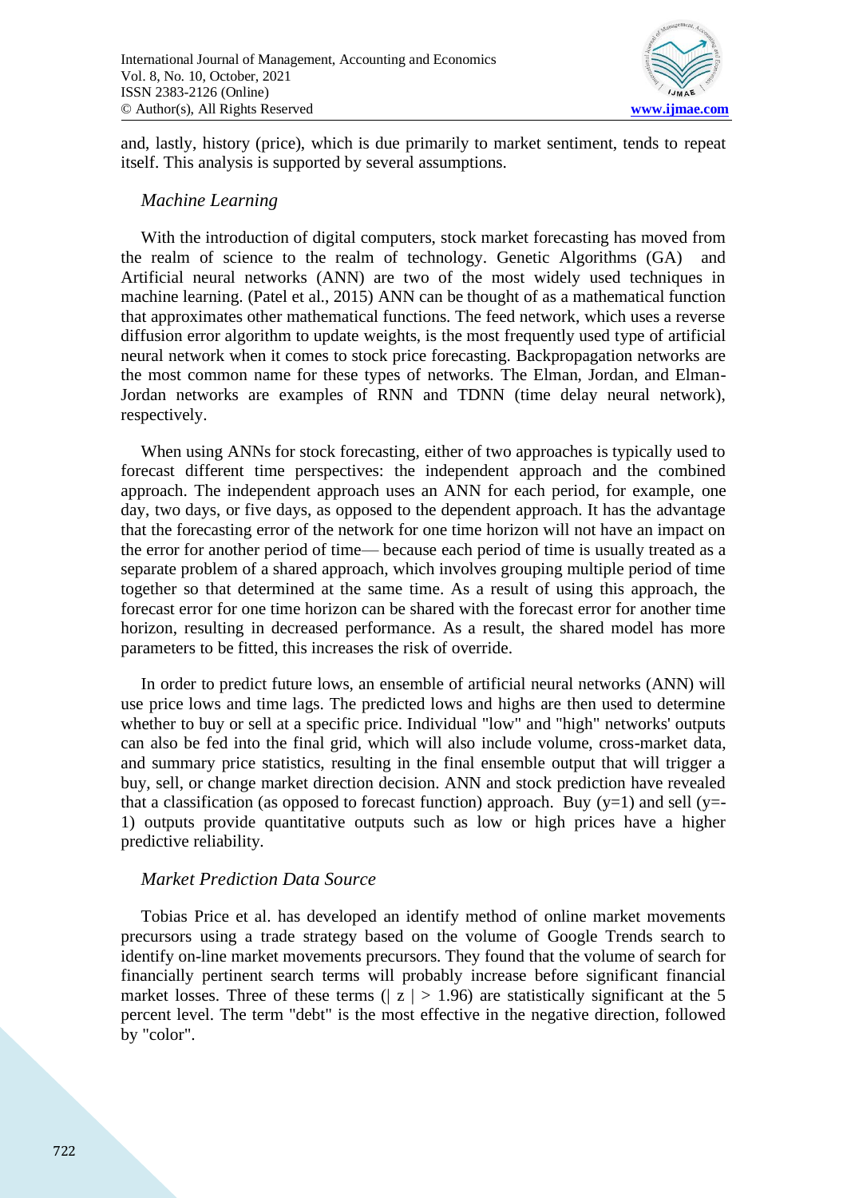and, lastly, history (price), which is due primarily to market sentiment, tends to repeat itself. This analysis is supported by several assumptions.

### *Machine Learning*

With the introduction of digital computers, stock market forecasting has moved from the realm of science to the realm of technology. Genetic Algorithms (GA) and Artificial neural networks (ANN) are two of the most widely used techniques in machine learning. (Patel et al., 2015) ANN can be thought of as a mathematical function that approximates other mathematical functions. The feed network, which uses a reverse diffusion error algorithm to update weights, is the most frequently used type of artificial neural network when it comes to stock price forecasting. Backpropagation networks are the most common name for these types of networks. The Elman, Jordan, and Elman-Jordan networks are examples of RNN and TDNN (time delay neural network), respectively.

When using ANNs for stock forecasting, either of two approaches is typically used to forecast different time perspectives: the independent approach and the combined approach. The independent approach uses an ANN for each period, for example, one day, two days, or five days, as opposed to the dependent approach. It has the advantage that the forecasting error of the network for one time horizon will not have an impact on the error for another period of time— because each period of time is usually treated as a separate problem of a shared approach, which involves grouping multiple period of time together so that determined at the same time. As a result of using this approach, the forecast error for one time horizon can be shared with the forecast error for another time horizon, resulting in decreased performance. As a result, the shared model has more parameters to be fitted, this increases the risk of override.

In order to predict future lows, an ensemble of artificial neural networks (ANN) will use price lows and time lags. The predicted lows and highs are then used to determine whether to buy or sell at a specific price. Individual "low" and "high" networks' outputs can also be fed into the final grid, which will also include volume, cross-market data, and summary price statistics, resulting in the final ensemble output that will trigger a buy, sell, or change market direction decision. ANN and stock prediction have revealed that a classification (as opposed to forecast function) approach. Buy ($y=1$) and sell ($y=-1$) outputs provide quantitative outputs such as low or high prices have a higher predictive reliability.

### *Market Prediction Data Source*

Tobias Price et al. has developed an identify method of online market movements precursors using a trade strategy based on the volume of Google Trends search to identify on-line market movements precursors. They found that the volume of search for financially pertinent search terms will probably increase before significant financial market losses. Three of these terms ($|z| > 1.96$) are statistically significant at the 5 percent level. The term "debt" is the most effective in the negative direction, followed by "color".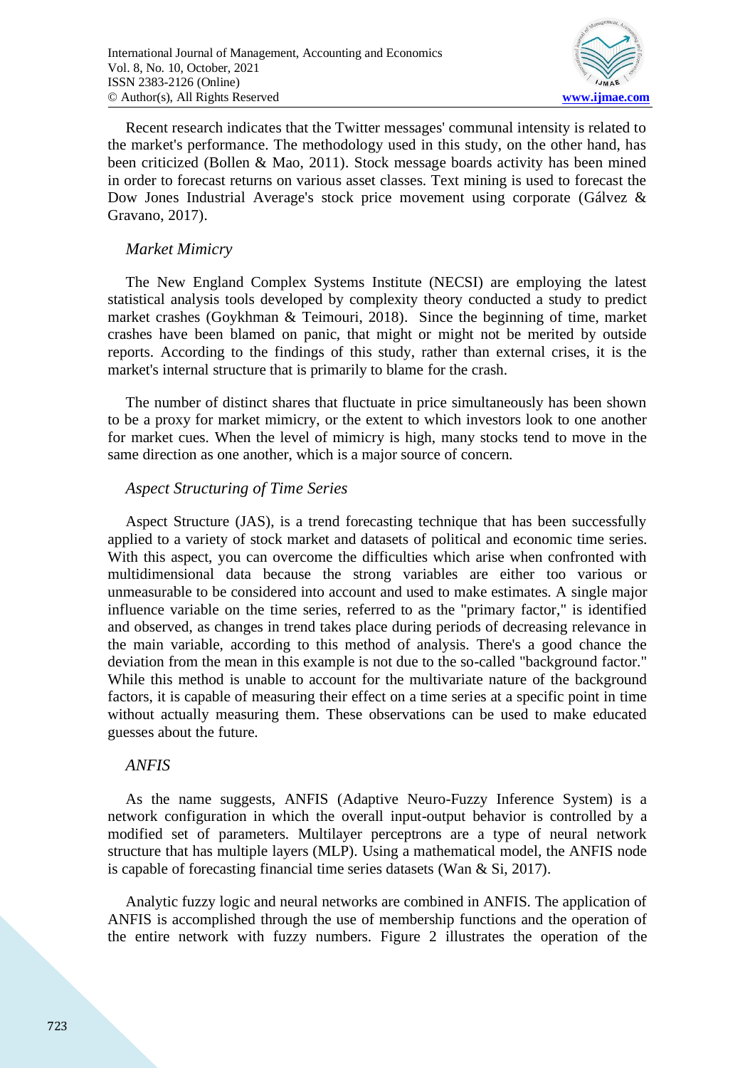Recent research indicates that the Twitter messages' communal intensity is related to the market's performance. The methodology used in this study, on the other hand, has been criticized (Bollen & Mao, 2011). Stock message boards activity has been mined in order to forecast returns on various asset classes. Text mining is used to forecast the Dow Jones Industrial Average's stock price movement using corporate (Gálvez & Gravano, 2017).

### *Market Mimicry*

The New England Complex Systems Institute (NECSI) are employing the latest statistical analysis tools developed by complexity theory conducted a study to predict market crashes (Goykhman & Teimouri, 2018). Since the beginning of time, market crashes have been blamed on panic, that might or might not be merited by outside reports. According to the findings of this study, rather than external crises, it is the market's internal structure that is primarily to blame for the crash.

The number of distinct shares that fluctuate in price simultaneously has been shown to be a proxy for market mimicry, or the extent to which investors look to one another for market cues. When the level of mimicry is high, many stocks tend to move in the same direction as one another, which is a major source of concern.

### *Aspect Structuring of Time Series*

Aspect Structure (JAS), is a trend forecasting technique that has been successfully applied to a variety of stock market and datasets of political and economic time series. With this aspect, you can overcome the difficulties which arise when confronted with multidimensional data because the strong variables are either too various or unmeasurable to be considered into account and used to make estimates. A single major influence variable on the time series, referred to as the "primary factor," is identified and observed, as changes in trend takes place during periods of decreasing relevance in the main variable, according to this method of analysis. There's a good chance the deviation from the mean in this example is not due to the so-called "background factor." While this method is unable to account for the multivariate nature of the background factors, it is capable of measuring their effect on a time series at a specific point in time without actually measuring them. These observations can be used to make educated guesses about the future.

### *ANFIS*

As the name suggests, ANFIS (Adaptive Neuro-Fuzzy Inference System) is a network configuration in which the overall input-output behavior is controlled by a modified set of parameters. Multilayer perceptrons are a type of neural network structure that has multiple layers (MLP). Using a mathematical model, the ANFIS node is capable of forecasting financial time series datasets (Wan & Si, 2017).

Analytic fuzzy logic and neural networks are combined in ANFIS. The application of ANFIS is accomplished through the use of membership functions and the operation of the entire network with fuzzy numbers. Figure 2 illustrates the operation of the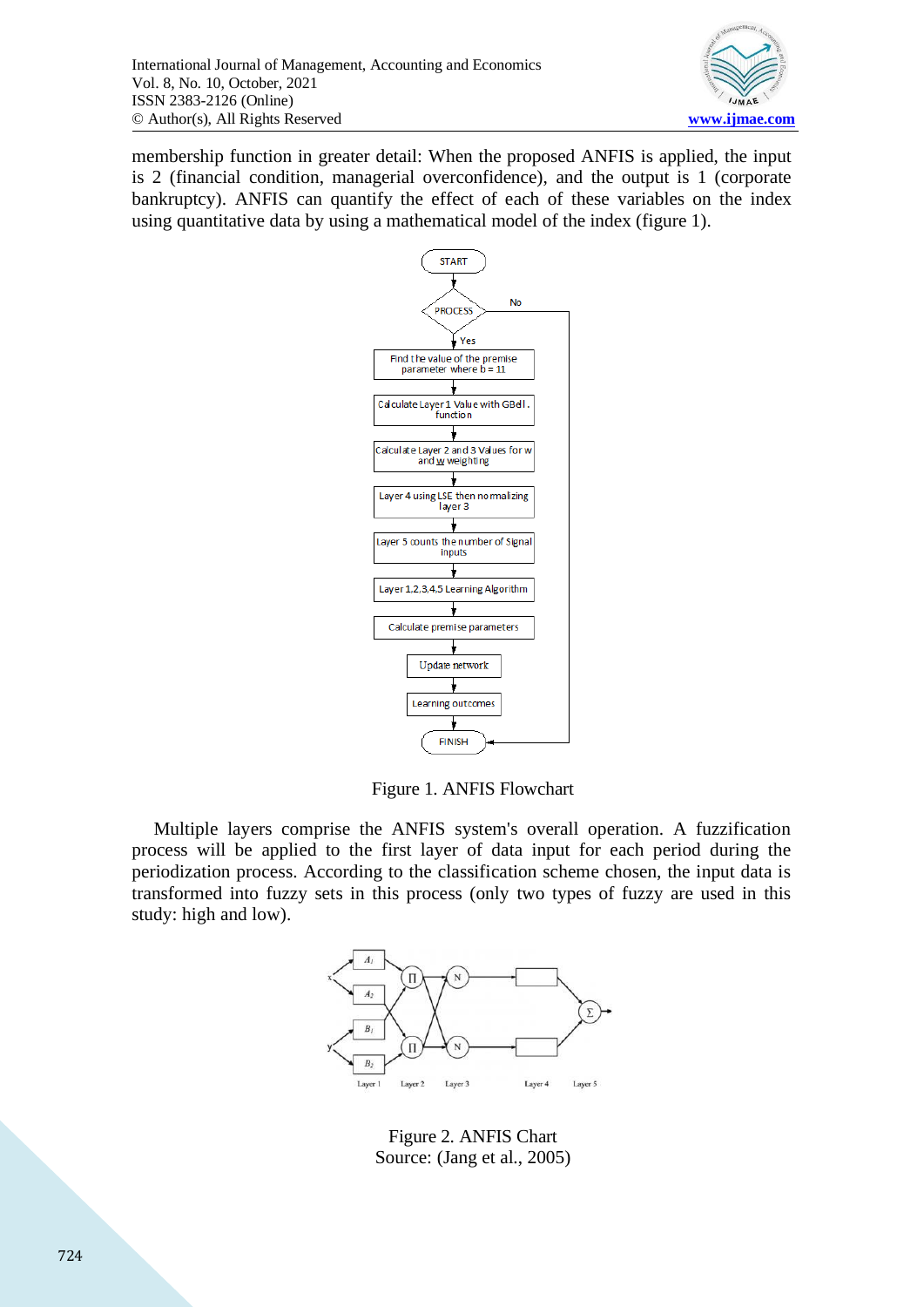membership function in greater detail: When the proposed ANFIS is applied, the input is 2 (financial condition, managerial overconfidence), and the output is 1 (corporate bankruptcy). ANFIS can quantify the effect of each of these variables on the index using quantitative data by using a mathematical model of the index (figure 1).

Figure 1. ANFIS Flowchart

Multiple layers comprise the ANFIS system's overall operation. A fuzzification process will be applied to the first layer of data input for each period during the periodization process. According to the classification scheme chosen, the input data is transformed into fuzzy sets in this process (only two types of fuzzy are used in this study: high and low).

Figure 2. ANFIS Chart
Source: (Jang et al., 2005)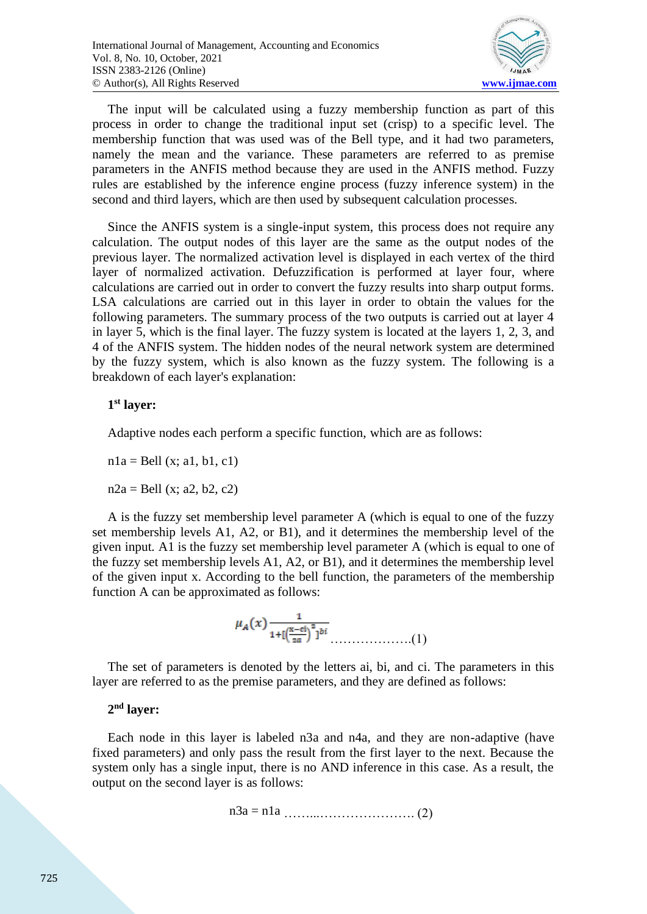The input will be calculated using a fuzzy membership function as part of this process in order to change the traditional input set (crisp) to a specific level. The membership function that was used was of the Bell type, and it had two parameters, namely the mean and the variance. These parameters are referred to as premise parameters in the ANFIS method because they are used in the ANFIS method. Fuzzy rules are established by the inference engine process (fuzzy inference system) in the second and third layers, which are then used by subsequent calculation processes.

Since the ANFIS system is a single-input system, this process does not require any calculation. The output nodes of this layer are the same as the output nodes of the previous layer. The normalized activation level is displayed in each vertex of the third layer of normalized activation. Defuzzification is performed at layer four, where calculations are carried out in order to convert the fuzzy results into sharp output forms. LSA calculations are carried out in this layer in order to obtain the values for the following parameters. The summary process of the two outputs is carried out at layer 4 in layer 5, which is the final layer. The fuzzy system is located at the layers 1, 2, 3, and 4 of the ANFIS system. The hidden nodes of the neural network system are determined by the fuzzy system, which is also known as the fuzzy system. The following is a breakdown of each layer's explanation:

**1st layer:**

Adaptive nodes each perform a specific function, which are as follows:

n1a = Bell (x; a1, b1, c1)

n2a = Bell (x; a2, b2, c2)

A is the fuzzy set membership level parameter A (which is equal to one of the fuzzy set membership levels A1, A2, or B1), and it determines the membership level of the given input. A1 is the fuzzy set membership level parameter A (which is equal to one of the fuzzy set membership levels A1, A2, or B1), and it determines the membership level of the given input x. According to the bell function, the parameters of the membership function A can be approximated as follows:

$$\mu_A(x) \frac{1}{1+[\left(\frac{x-ci}{ai}\right)^2]^{bi}} \quad \ldots\ldots\ldots\ldots\ldots\ldots(1)$$

The set of parameters is denoted by the letters ai, bi, and ci. The parameters in this layer are referred to as the premise parameters, and they are defined as follows:

**2nd layer:**

Each node in this layer is labeled n3a and n4a, and they are non-adaptive (have fixed parameters) and only pass the result from the first layer to the next. Because the system only has a single input, there is no AND inference in this case. As a result, the output on the second layer is as follows:

n3a = n1a ……...…………………. (2)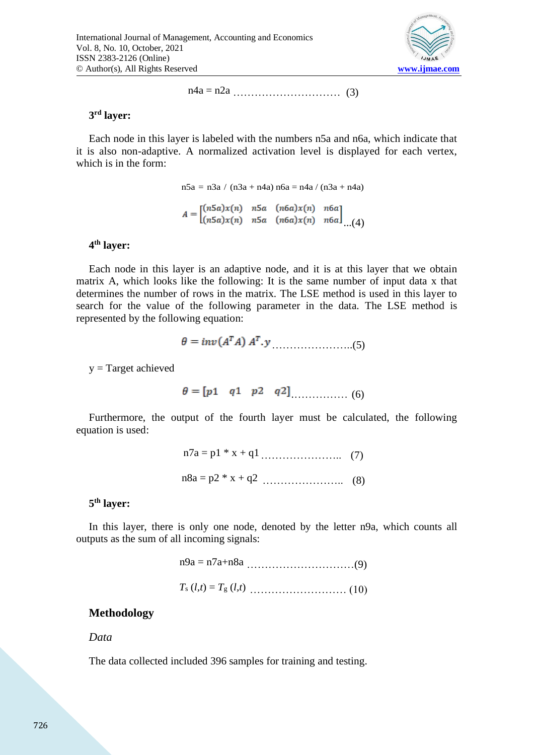$$n4a = n2a \quad \ldots\ldots\ldots\ldots\ldots\ldots\ldots\ldots\ldots\ldots \quad (3)$$

**3[rd] layer:**

Each node in this layer is labeled with the numbers n5a and n6a, which indicate that it is also non-adaptive. A normalized activation level is displayed for each vertex, which is in the form:

$$n5a = n3a / (n3a + n4a) \; n6a = n4a / (n3a + n4a)$$

$$A = \begin{bmatrix} (n5a)x(n) & n5a & (n6a)x(n) & n6a \\ (n5a)x(n) & n5a & (n6a)x(n) & n6a \end{bmatrix} \ldots (4)$$

**4[th] layer:**

Each node in this layer is an adaptive node, and it is at this layer that we obtain matrix A, which looks like the following: It is the same number of input data x that determines the number of rows in the matrix. The LSE method is used in this layer to search for the value of the following parameter in the data. The LSE method is represented by the following equation:

$$\theta = inv(A^T A)\; A^T . y \ldots\ldots\ldots\ldots\ldots\ldots\ldots\ldots (5)$$

y = Target achieved

$$\theta = [p1 \quad q1 \quad p2 \quad q2] \ldots\ldots\ldots\ldots\ldots (6)$$

Furthermore, the output of the fourth layer must be calculated, the following equation is used:

$$n7a = p1 * x + q1 \ldots\ldots\ldots\ldots\ldots\ldots\ldots\ldots \quad (7)$$

$$n8a = p2 * x + q2 \ldots\ldots\ldots\ldots\ldots\ldots\ldots\ldots \quad (8)$$

**5[th] layer:**

In this layer, there is only one node, denoted by the letter n9a, which counts all outputs as the sum of all incoming signals:

$$n9a = n7a + n8a \ldots\ldots\ldots\ldots\ldots\ldots\ldots\ldots\ldots\ldots (9)$$

$$T_s\,(l,t) = T_g\,(l,t) \ldots\ldots\ldots\ldots\ldots\ldots\ldots\ldots\ldots (10)$$

## Methodology

*Data*

The data collected included 396 samples for training and testing.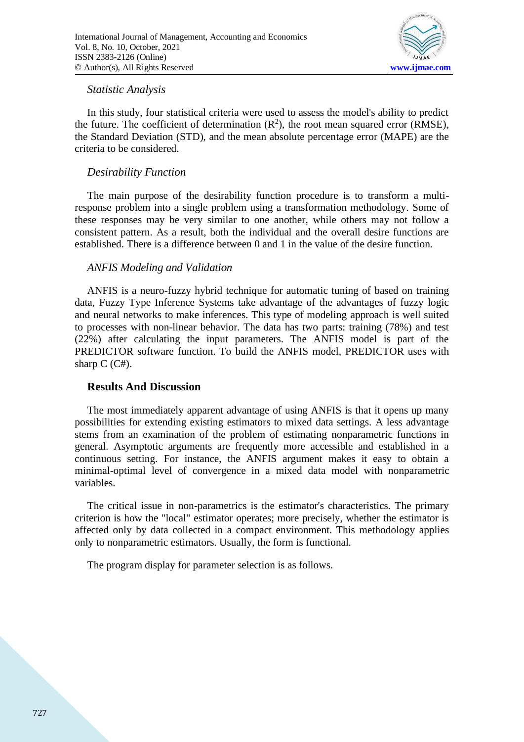### *Statistic Analysis*

In this study, four statistical criteria were used to assess the model's ability to predict the future. The coefficient of determination ($R^2$), the root mean squared error (RMSE), the Standard Deviation (STD), and the mean absolute percentage error (MAPE) are the criteria to be considered.

### *Desirability Function*

The main purpose of the desirability function procedure is to transform a multi-response problem into a single problem using a transformation methodology. Some of these responses may be very similar to one another, while others may not follow a consistent pattern. As a result, both the individual and the overall desire functions are established. There is a difference between 0 and 1 in the value of the desire function.

### *ANFIS Modeling and Validation*

ANFIS is a neuro-fuzzy hybrid technique for automatic tuning of based on training data, Fuzzy Type Inference Systems take advantage of the advantages of fuzzy logic and neural networks to make inferences. This type of modeling approach is well suited to processes with non-linear behavior. The data has two parts: training (78%) and test (22%) after calculating the input parameters. The ANFIS model is part of the PREDICTOR software function. To build the ANFIS model, PREDICTOR uses with sharp C (C#).

## **Results And Discussion**

The most immediately apparent advantage of using ANFIS is that it opens up many possibilities for extending existing estimators to mixed data settings. A less advantage stems from an examination of the problem of estimating nonparametric functions in general. Asymptotic arguments are frequently more accessible and established in a continuous setting. For instance, the ANFIS argument makes it easy to obtain a minimal-optimal level of convergence in a mixed data model with nonparametric variables.

The critical issue in non-parametrics is the estimator's characteristics. The primary criterion is how the "local" estimator operates; more precisely, whether the estimator is affected only by data collected in a compact environment. This methodology applies only to nonparametric estimators. Usually, the form is functional.

The program display for parameter selection is as follows.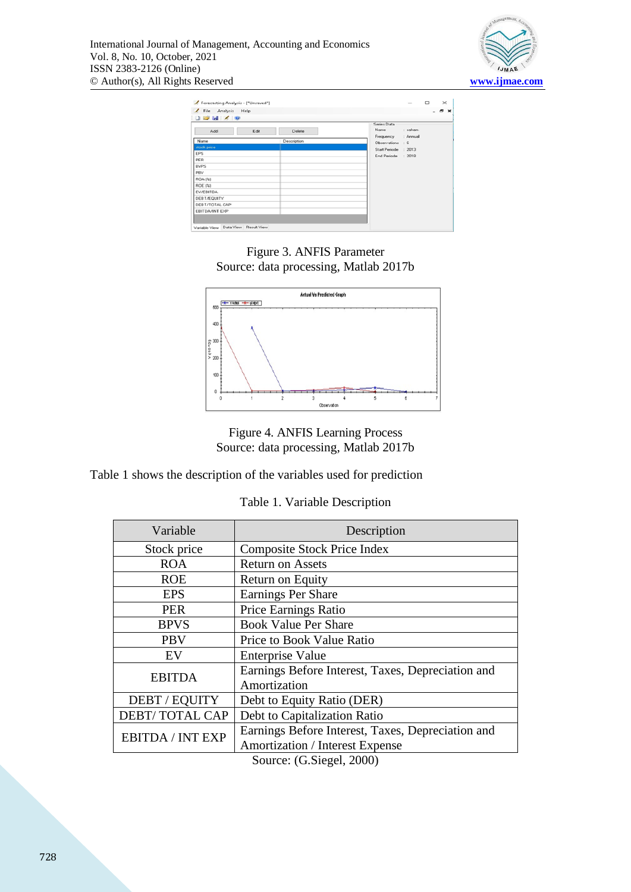Figure 3. ANFIS Parameter
Source: data processing, Matlab 2017b

Figure 4. ANFIS Learning Process
Source: data processing, Matlab 2017b

Table 1 shows the description of the variables used for prediction

Table 1. Variable Description

| Variable | Description |
|---|---|
| Stock price | Composite Stock Price Index |
| ROA | Return on Assets |
| ROE | Return on Equity |
| EPS | Earnings Per Share |
| PER | Price Earnings Ratio |
| BPVS | Book Value Per Share |
| PBV | Price to Book Value Ratio |
| EV | Enterprise Value |
| EBITDA | Earnings Before Interest, Taxes, Depreciation and Amortization |
| DEBT / EQUITY | Debt to Equity Ratio (DER) |
| DEBT/ TOTAL CAP | Debt to Capitalization Ratio |
| EBITDA / INT EXP | Earnings Before Interest, Taxes, Depreciation and Amortization / Interest Expense |

Source: (G.Siegel, 2000)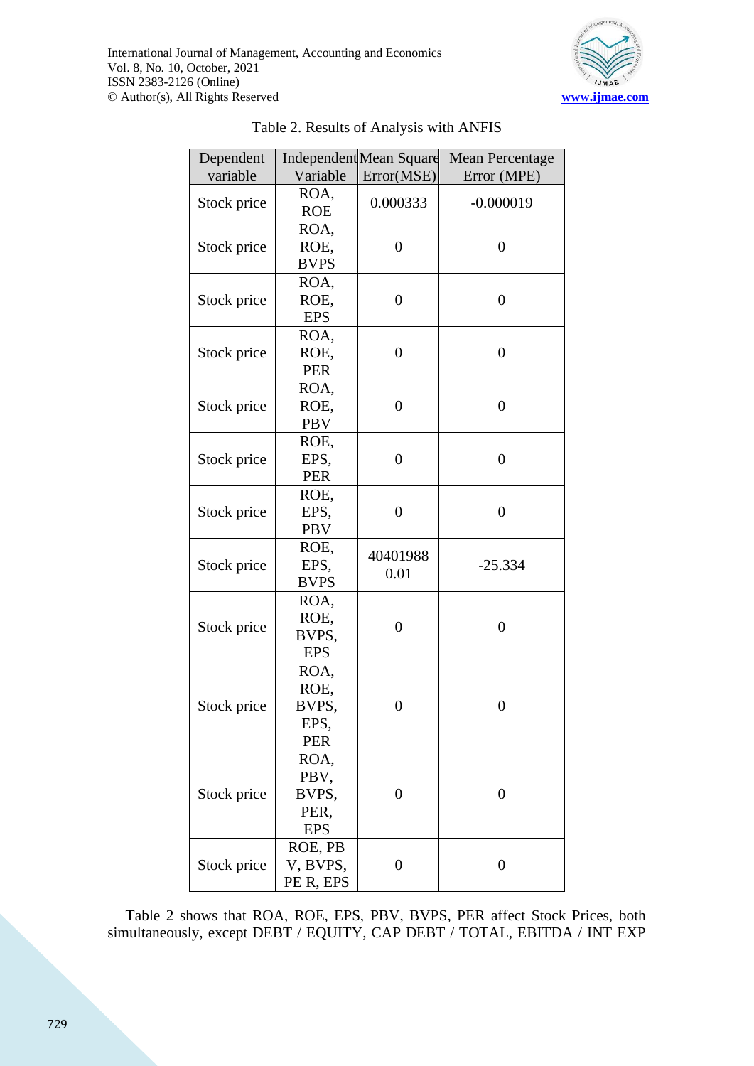Table 2. Results of Analysis with ANFIS

| Dependent variable | Independent Variable | Mean Square Error(MSE) | Mean Percentage Error (MPE) |
|---|---|---|---|
| Stock price | ROA, ROE | 0.000333 | -0.000019 |
| Stock price | ROA, ROE, BVPS | 0 | 0 |
| Stock price | ROA, ROE, EPS | 0 | 0 |
| Stock price | ROA, ROE, PER | 0 | 0 |
| Stock price | ROA, ROE, PBV | 0 | 0 |
| Stock price | ROE, EPS, PER | 0 | 0 |
| Stock price | ROE, EPS, PBV | 0 | 0 |
| Stock price | ROE, EPS, BVPS | 40401988 0.01 | -25.334 |
| Stock price | ROA, ROE, BVPS, EPS | 0 | 0 |
| Stock price | ROA, ROE, BVPS, EPS, PER | 0 | 0 |
| Stock price | ROA, PBV, BVPS, PER, EPS | 0 | 0 |
| Stock price | ROE, PB V, BVPS, PE R, EPS | 0 | 0 |

Table 2 shows that ROA, ROE, EPS, PBV, BVPS, PER affect Stock Prices, both simultaneously, except DEBT / EQUITY, CAP DEBT / TOTAL, EBITDA / INT EXP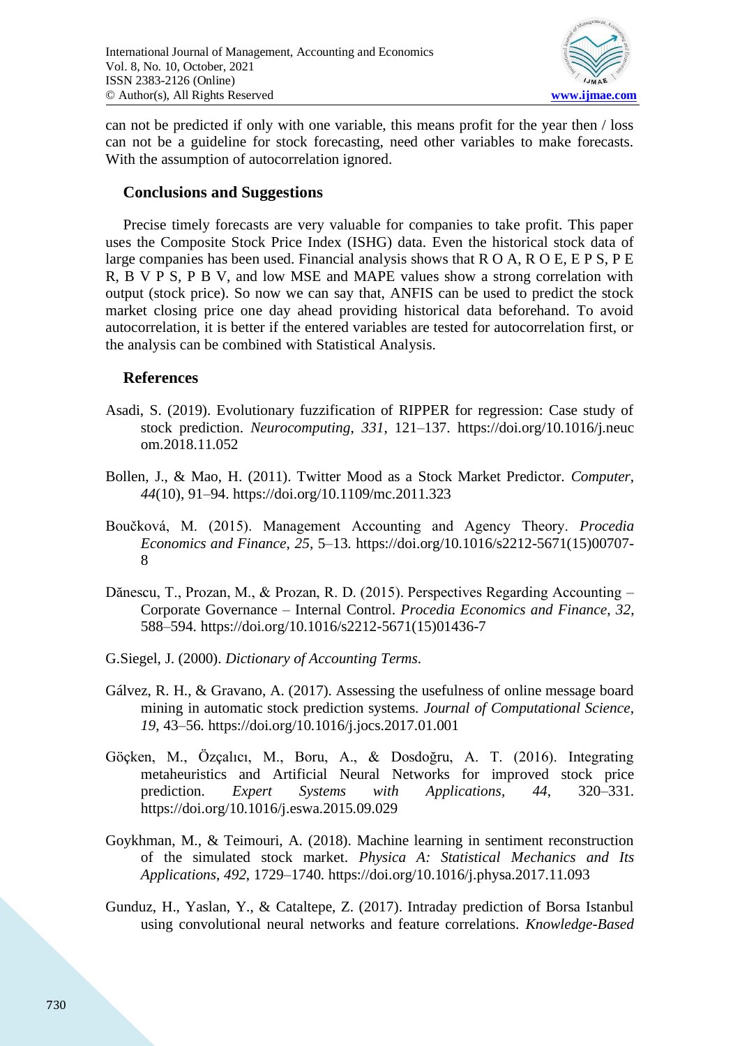can not be predicted if only with one variable, this means profit for the year then / loss can not be a guideline for stock forecasting, need other variables to make forecasts. With the assumption of autocorrelation ignored.

## Conclusions and Suggestions

Precise timely forecasts are very valuable for companies to take profit. This paper uses the Composite Stock Price Index (ISHG) data. Even the historical stock data of large companies has been used. Financial analysis shows that R O A, R O E, E P S, P E R, B V P S, P B V, and low MSE and MAPE values show a strong correlation with output (stock price). So now we can say that, ANFIS can be used to predict the stock market closing price one day ahead providing historical data beforehand. To avoid autocorrelation, it is better if the entered variables are tested for autocorrelation first, or the analysis can be combined with Statistical Analysis.

## References

Asadi, S. (2019). Evolutionary fuzzification of RIPPER for regression: Case study of stock prediction. *Neurocomputing*, *331*, 121–137. https://doi.org/10.1016/j.neucom.2018.11.052

Bollen, J., & Mao, H. (2011). Twitter Mood as a Stock Market Predictor. *Computer*, *44*(10), 91–94. https://doi.org/10.1109/mc.2011.323

Boučková, M. (2015). Management Accounting and Agency Theory. *Procedia Economics and Finance*, *25*, 5–13. https://doi.org/10.1016/s2212-5671(15)00707-8

Dănescu, T., Prozan, M., & Prozan, R. D. (2015). Perspectives Regarding Accounting – Corporate Governance – Internal Control. *Procedia Economics and Finance*, *32*, 588–594. https://doi.org/10.1016/s2212-5671(15)01436-7

G.Siegel, J. (2000). *Dictionary of Accounting Terms*.

Gálvez, R. H., & Gravano, A. (2017). Assessing the usefulness of online message board mining in automatic stock prediction systems. *Journal of Computational Science*, *19*, 43–56. https://doi.org/10.1016/j.jocs.2017.01.001

Göçken, M., Özçalıcı, M., Boru, A., & Dosdoğru, A. T. (2016). Integrating metaheuristics and Artificial Neural Networks for improved stock price prediction. *Expert Systems with Applications*, *44*, 320–331. https://doi.org/10.1016/j.eswa.2015.09.029

Goykhman, M., & Teimouri, A. (2018). Machine learning in sentiment reconstruction of the simulated stock market. *Physica A: Statistical Mechanics and Its Applications*, *492*, 1729–1740. https://doi.org/10.1016/j.physa.2017.11.093

Gunduz, H., Yaslan, Y., & Cataltepe, Z. (2017). Intraday prediction of Borsa Istanbul using convolutional neural networks and feature correlations. *Knowledge-Based*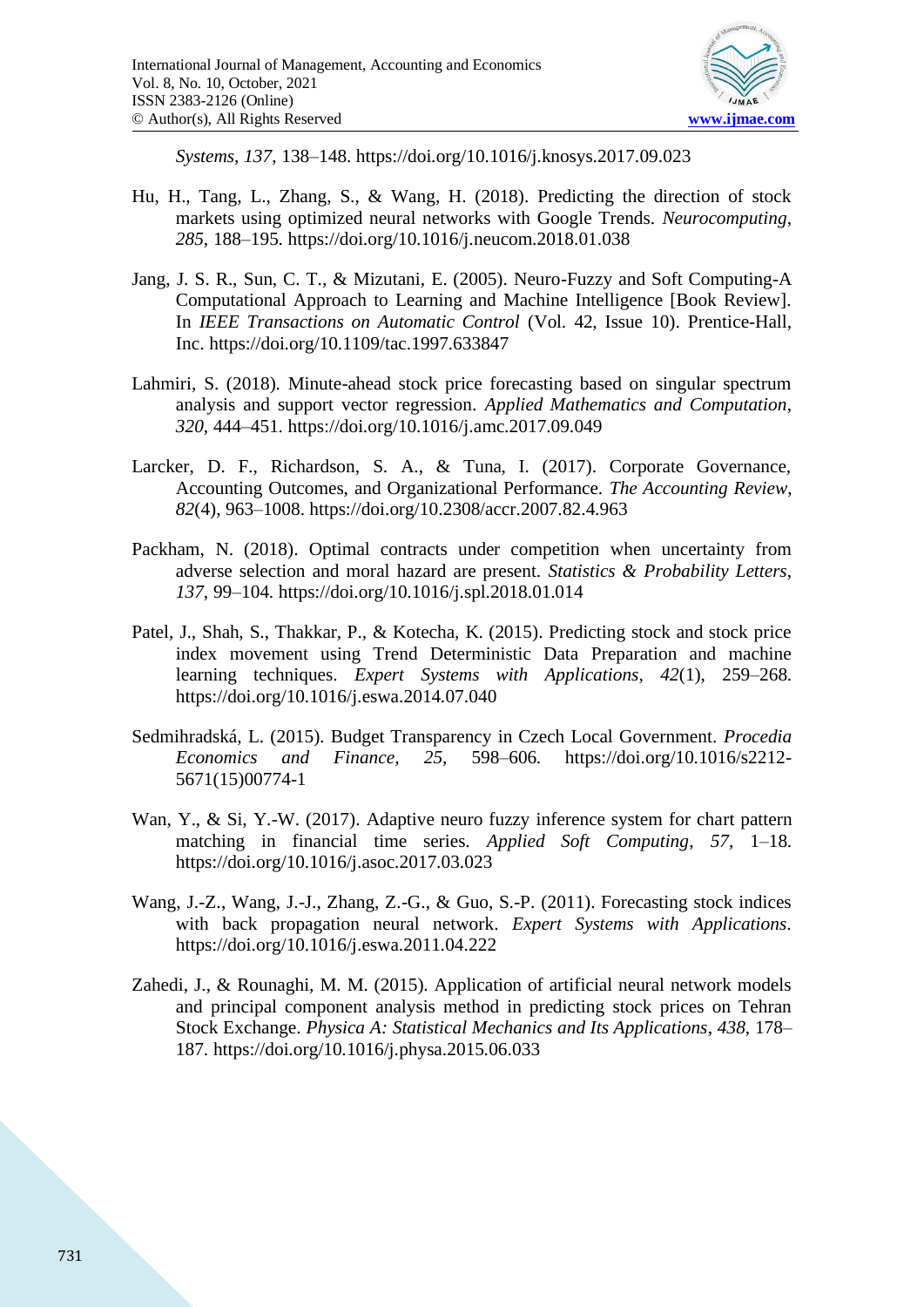*Systems*, *137*, 138–148. https://doi.org/10.1016/j.knosys.2017.09.023

Hu, H., Tang, L., Zhang, S., & Wang, H. (2018). Predicting the direction of stock markets using optimized neural networks with Google Trends. *Neurocomputing*, *285*, 188–195. https://doi.org/10.1016/j.neucom.2018.01.038

Jang, J. S. R., Sun, C. T., & Mizutani, E. (2005). Neuro-Fuzzy and Soft Computing-A Computational Approach to Learning and Machine Intelligence [Book Review]. In *IEEE Transactions on Automatic Control* (Vol. 42, Issue 10). Prentice-Hall, Inc. https://doi.org/10.1109/tac.1997.633847

Lahmiri, S. (2018). Minute-ahead stock price forecasting based on singular spectrum analysis and support vector regression. *Applied Mathematics and Computation*, *320*, 444–451. https://doi.org/10.1016/j.amc.2017.09.049

Larcker, D. F., Richardson, S. A., & Tuna, I. (2017). Corporate Governance, Accounting Outcomes, and Organizational Performance. *The Accounting Review*, *82*(4), 963–1008. https://doi.org/10.2308/accr.2007.82.4.963

Packham, N. (2018). Optimal contracts under competition when uncertainty from adverse selection and moral hazard are present. *Statistics & Probability Letters*, *137*, 99–104. https://doi.org/10.1016/j.spl.2018.01.014

Patel, J., Shah, S., Thakkar, P., & Kotecha, K. (2015). Predicting stock and stock price index movement using Trend Deterministic Data Preparation and machine learning techniques. *Expert Systems with Applications*, *42*(1), 259–268. https://doi.org/10.1016/j.eswa.2014.07.040

Sedmihradská, L. (2015). Budget Transparency in Czech Local Government. *Procedia Economics and Finance*, *25*, 598–606. https://doi.org/10.1016/s2212-5671(15)00774-1

Wan, Y., & Si, Y.-W. (2017). Adaptive neuro fuzzy inference system for chart pattern matching in financial time series. *Applied Soft Computing*, *57*, 1–18. https://doi.org/10.1016/j.asoc.2017.03.023

Wang, J.-Z., Wang, J.-J., Zhang, Z.-G., & Guo, S.-P. (2011). Forecasting stock indices with back propagation neural network. *Expert Systems with Applications*. https://doi.org/10.1016/j.eswa.2011.04.222

Zahedi, J., & Rounaghi, M. M. (2015). Application of artificial neural network models and principal component analysis method in predicting stock prices on Tehran Stock Exchange. *Physica A: Statistical Mechanics and Its Applications*, *438*, 178–187. https://doi.org/10.1016/j.physa.2015.06.033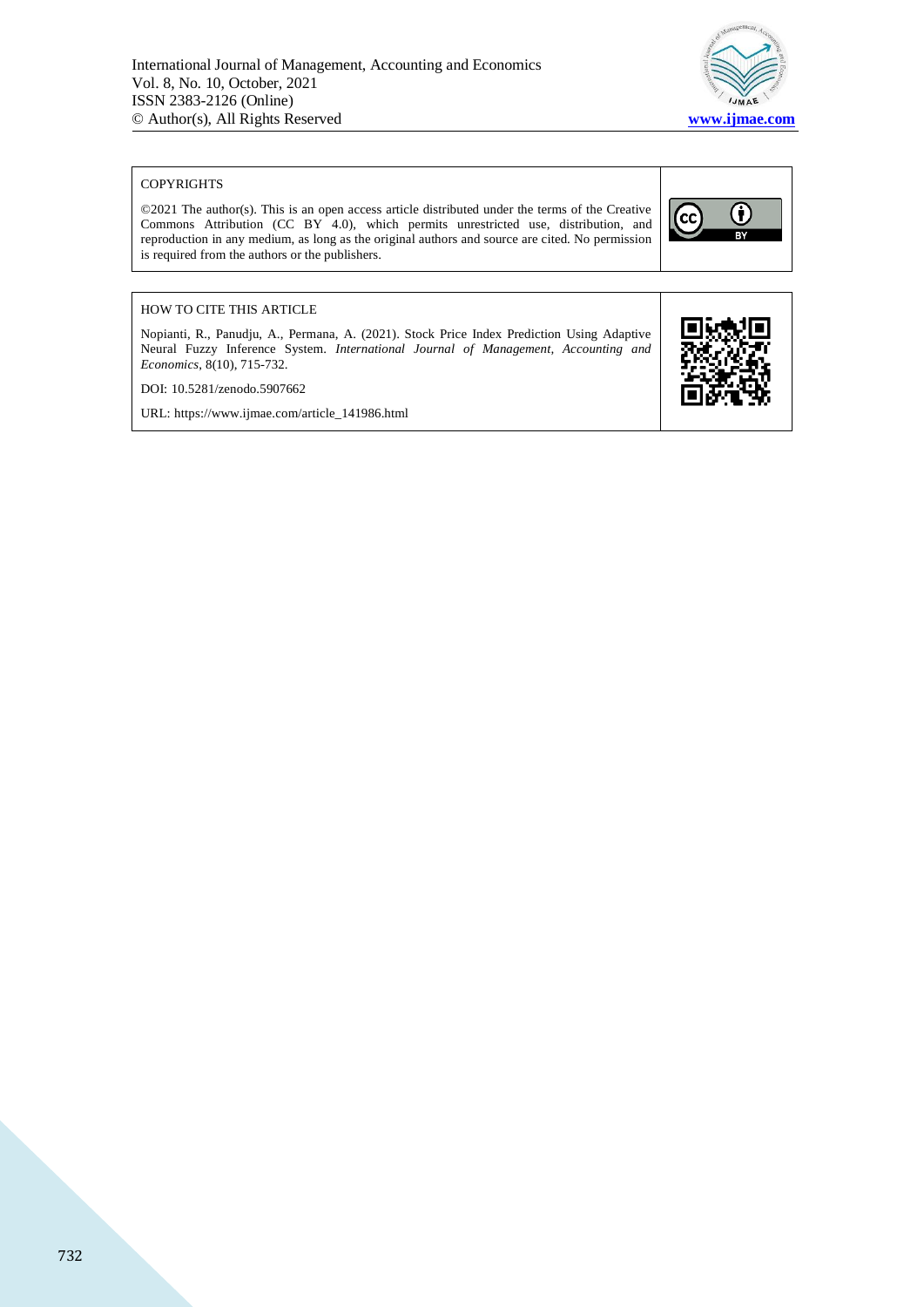COPYRIGHTS

©2021 The author(s). This is an open access article distributed under the terms of the Creative Commons Attribution (CC BY 4.0), which permits unrestricted use, distribution, and reproduction in any medium, as long as the original authors and source are cited. No permission is required from the authors or the publishers.

HOW TO CITE THIS ARTICLE

Nopianti, R., Panudju, A., Permana, A. (2021). Stock Price Index Prediction Using Adaptive Neural Fuzzy Inference System. *International Journal of Management, Accounting and Economics*, 8(10), 715-732.

DOI: 10.5281/zenodo.5907662

URL: https://www.ijmae.com/article_141986.html